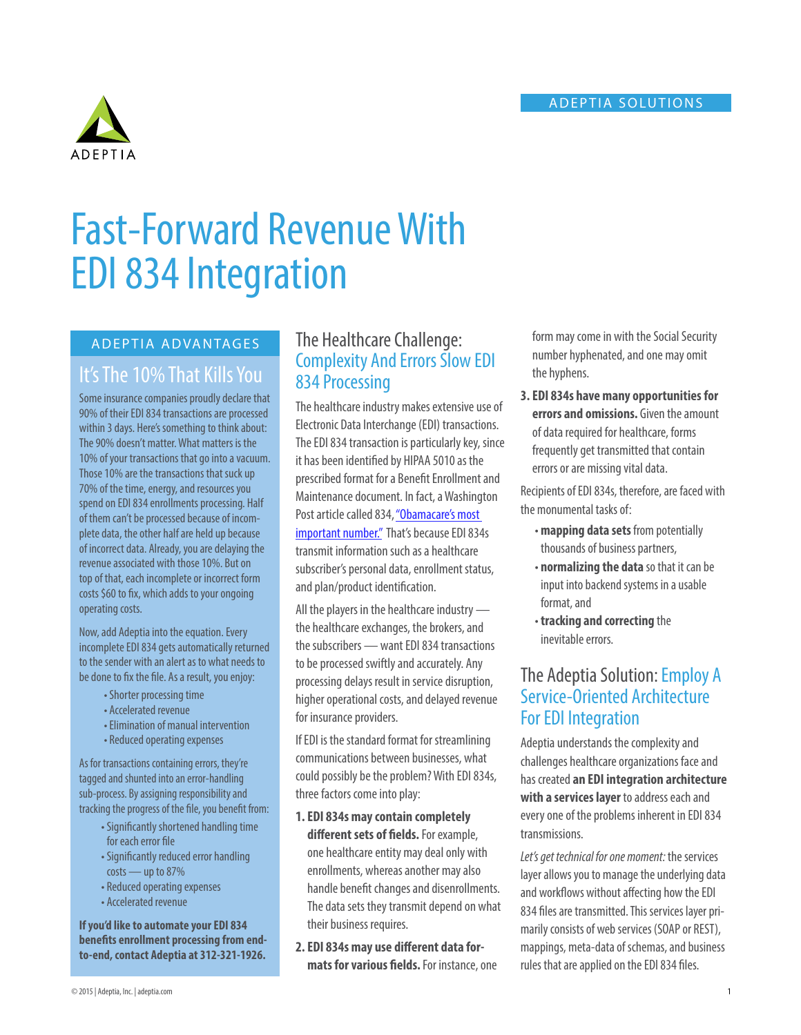ADEPTIA SOLUTIONS

# Fast-Forward Revenue With EDI 834 Integration

## ADEPTIA ADVANTAGES

### It's The 10% That Kills You

Some insurance companies proudly declare that 90% of their EDI 834 transactions are processed within 3 days. Here's something to think about: The 90% doesn't matter. What matters is the 10% of your transactions that go into a vacuum. Those 10% are the transactions that suck up 70% of the time, energy, and resources you spend on EDI 834 enrollments processing. Half of them can't be processed because of incomplete data, the other half are held up because of incorrect data. Already, you are delaying the revenue associated with those 10%. But on top of that, each incomplete or incorrect form costs $60 to fix, which adds to your ongoing operating costs.

Now, add Adeptia into the equation. Every incomplete EDI 834 gets automatically returned to the sender with an alert as to what needs to be done to fix the file. As a result, you enjoy:

- Shorter processing time
- Accelerated revenue
- Elimination of manual intervention
- Reduced operating expenses

As for transactions containing errors, they're tagged and shunted into an error-handling sub-process. By assigning responsibility and tracking the progress of the file, you benefit from:

- Significantly shortened handling time for each error file
- Significantly reduced error handling costs — up to 87%
- Reduced operating expenses
- Accelerated revenue

**If you'd like to automate your EDI 834 benefits enrollment processing from end-to-end, contact Adeptia at 312-321-1926.**

## The Healthcare Challenge: Complexity And Errors Slow EDI 834 Processing

The healthcare industry makes extensive use of Electronic Data Interchange (EDI) transactions. The EDI 834 transaction is particularly key, since it has been identified by HIPAA 5010 as the prescribed format for a Benefit Enrollment and Maintenance document. In fact, a Washington Post article called 834, "Obamacare's most important number." That's because EDI 834s transmit information such as a healthcare subscriber's personal data, enrollment status, and plan/product identification.

All the players in the healthcare industry — the healthcare exchanges, the brokers, and the subscribers — want EDI 834 transactions to be processed swiftly and accurately. Any processing delays result in service disruption, higher operational costs, and delayed revenue for insurance providers.

If EDI is the standard format for streamlining communications between businesses, what could possibly be the problem? With EDI 834s, three factors come into play:

1. **EDI 834s may contain completely different sets of fields.** For example, one healthcare entity may deal only with enrollments, whereas another may also handle benefit changes and disenrollments. The data sets they transmit depend on what their business requires.
2. **EDI 834s may use different data formats for various fields.** For instance, one form may come in with the Social Security number hyphenated, and one may omit the hyphens.
3. **EDI 834s have many opportunities for errors and omissions.** Given the amount of data required for healthcare, forms frequently get transmitted that contain errors or are missing vital data.

Recipients of EDI 834s, therefore, are faced with the monumental tasks of:

- **mapping data sets** from potentially thousands of business partners,
- **normalizing the data** so that it can be input into backend systems in a usable format, and
- **tracking and correcting** the inevitable errors.

## The Adeptia Solution: Employ A Service-Oriented Architecture For EDI Integration

Adeptia understands the complexity and challenges healthcare organizations face and has created **an EDI integration architecture with a services layer** to address each and every one of the problems inherent in EDI 834 transmissions.

*Let's get technical for one moment:* the services layer allows you to manage the underlying data and workflows without affecting how the EDI 834 files are transmitted. This services layer primarily consists of web services (SOAP or REST), mappings, meta-data of schemas, and business rules that are applied on the EDI 834 files.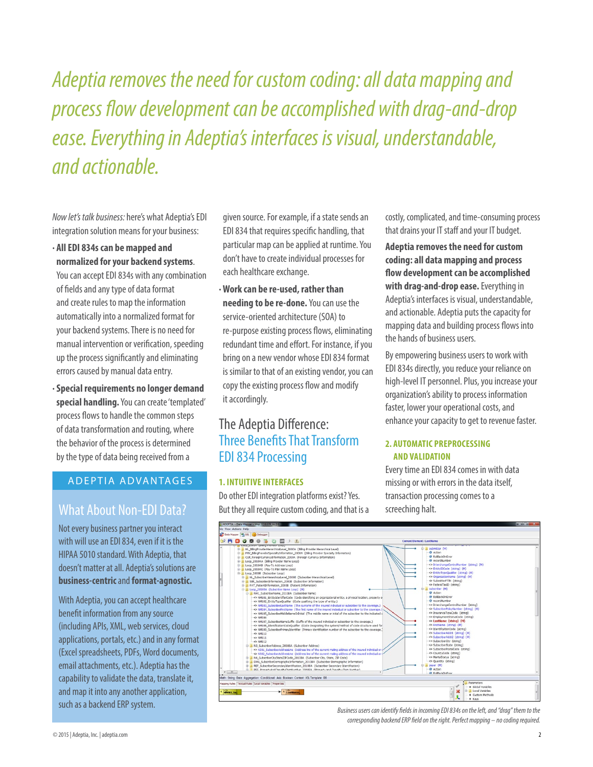*Adeptia removes the need for custom coding: all data mapping and process flow development can be accomplished with drag-and-drop ease. Everything in Adeptia's interfaces is visual, understandable, and actionable.*

*Now let's talk business:* here's what Adeptia's EDI integration solution means for your business:

- **All EDI 834s can be mapped and normalized for your backend systems**. You can accept EDI 834s with any combination of fields and any type of data format and create rules to map the information automatically into a normalized format for your backend systems. There is no need for manual intervention or verification, speeding up the process significantly and eliminating errors caused by manual data entry.
- **Special requirements no longer demand special handling.** You can create 'templated' process flows to handle the common steps of data transformation and routing, where the behavior of the process is determined by the type of data being received from a given source. For example, if a state sends an EDI 834 that requires specific handling, that particular map can be applied at runtime. You don't have to create individual processes for each healthcare exchange.
- **Work can be re-used, rather than needing to be re-done.** You can use the service-oriented architecture (SOA) to re-purpose existing process flows, eliminating redundant time and effort. For instance, if you bring on a new vendor whose EDI 834 format is similar to that of an existing vendor, you can copy the existing process flow and modify it accordingly.

## ADEPTIA ADVANTAGES

### What About Non-EDI Data?

Not every business partner you interact with will use an EDI 834, even if it is the HIPAA 5010 standard. With Adeptia, that doesn't matter at all. Adeptia's solutions are **business-centric** and **format-agnostic.**

With Adeptia, you can accept healthcare benefit information from any source (including APIs, XML, web services, cloud applications, portals, etc.) and in any format (Excel spreadsheets, PDFs, Word documents, email attachments, etc.). Adeptia has the capability to validate the data, translate it, and map it into any another application, such as a backend ERP system.

## The Adeptia Difference: Three Benefits That Transform EDI 834 Processing

### 1. INTUITIVE INTERFACES

Do other EDI integration platforms exist? Yes. But they all require custom coding, and that is a costly, complicated, and time-consuming process that drains your IT staff and your IT budget.

**Adeptia removes the need for custom coding: all data mapping and process flow development can be accomplished with drag-and-drop ease.** Everything in Adeptia's interfaces is visual, understandable, and actionable. Adeptia puts the capacity for mapping data and building process flows into the hands of business users.

By empowering business users to work with EDI 834s directly, you reduce your reliance on high-level IT personnel. Plus, you increase your organization's ability to process information faster, lower your operational costs, and enhance your capacity to get to revenue faster.

### 2. AUTOMATIC PREPROCESSING AND VALIDATION

Every time an EDI 834 comes in with data missing or with errors in the data itself, transaction processing comes to a screeching halt.

*Business users can identify fields in incoming EDI 834s on the left, and "drag" them to the corresponding backend ERP field on the right. Perfect mapping – no coding required.*

© 2015 | Adeptia, Inc. | adeptia.com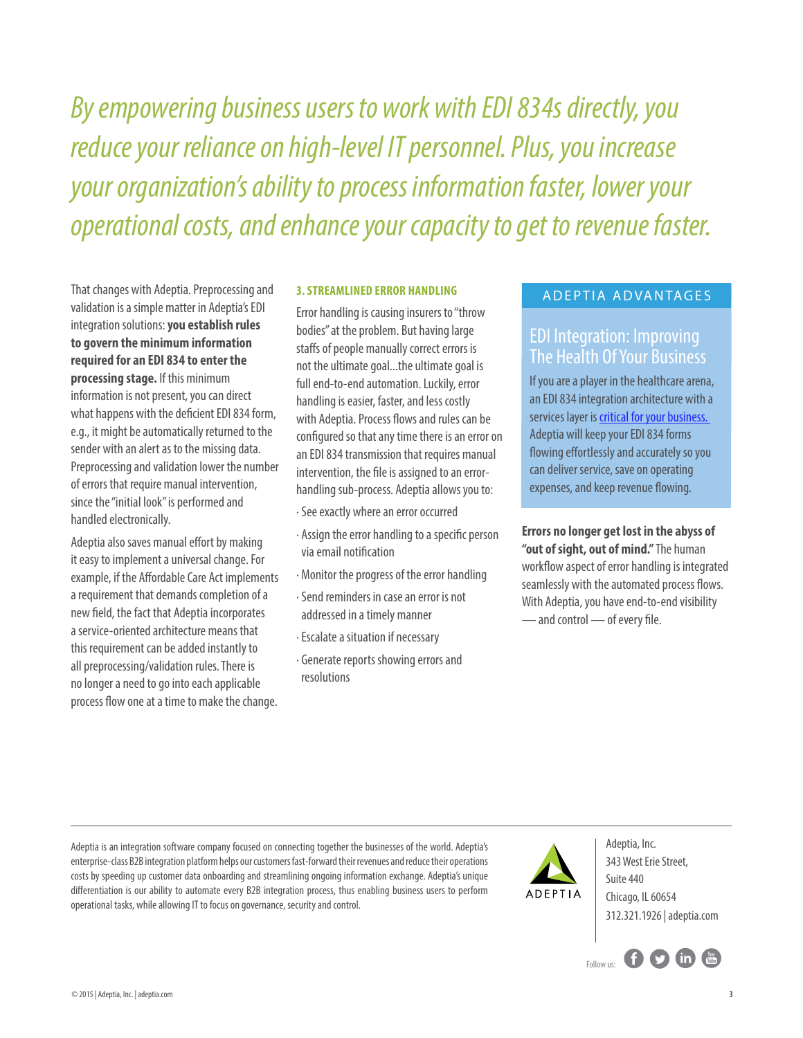*By empowering business users to work with EDI 834s directly, you reduce your reliance on high-level IT personnel. Plus, you increase your organization's ability to process information faster, lower your operational costs, and enhance your capacity to get to revenue faster.*

That changes with Adeptia. Preprocessing and validation is a simple matter in Adeptia's EDI integration solutions: **you establish rules to govern the minimum information required for an EDI 834 to enter the processing stage.** If this minimum information is not present, you can direct what happens with the deficient EDI 834 form, e.g., it might be automatically returned to the sender with an alert as to the missing data. Preprocessing and validation lower the number of errors that require manual intervention, since the "initial look" is performed and handled electronically.

Adeptia also saves manual effort by making it easy to implement a universal change. For example, if the Affordable Care Act implements a requirement that demands completion of a new field, the fact that Adeptia incorporates a service-oriented architecture means that this requirement can be added instantly to all preprocessing/validation rules. There is no longer a need to go into each applicable process flow one at a time to make the change.

### 3. STREAMLINED ERROR HANDLING

Error handling is causing insurers to "throw bodies" at the problem. But having large staffs of people manually correct errors is not the ultimate goal...the ultimate goal is full end-to-end automation. Luckily, error handling is easier, faster, and less costly with Adeptia. Process flows and rules can be configured so that any time there is an error on an EDI 834 transmission that requires manual intervention, the file is assigned to an error-handling sub-process. Adeptia allows you to:

- See exactly where an error occurred
- Assign the error handling to a specific person via email notification
- Monitor the progress of the error handling
- Send reminders in case an error is not addressed in a timely manner
- Escalate a situation if necessary
- Generate reports showing errors and resolutions

## ADEPTIA ADVANTAGES

### EDI Integration: Improving The Health Of Your Business

If you are a player in the healthcare arena, an EDI 834 integration architecture with a services layer is critical for your business. Adeptia will keep your EDI 834 forms flowing effortlessly and accurately so you can deliver service, save on operating expenses, and keep revenue flowing.

**Errors no longer get lost in the abyss of "out of sight, out of mind."** The human workflow aspect of error handling is integrated seamlessly with the automated process flows. With Adeptia, you have end-to-end visibility — and control — of every file.

---

Adeptia is an integration software company focused on connecting together the businesses of the world. Adeptia's enterprise-class B2B integration platform helps our customers fast-forward their revenues and reduce their operations costs by speeding up customer data onboarding and streamlining ongoing information exchange. Adeptia's unique differentiation is our ability to automate every B2B integration process, thus enabling business users to perform operational tasks, while allowing IT to focus on governance, security and control.

ADEPTIA

Adeptia, Inc.
343 West Erie Street,
Suite 440
Chicago, IL 60654
312.321.1926 | adeptia.com

Follow us:

© 2015 | Adeptia, Inc. | adeptia.com